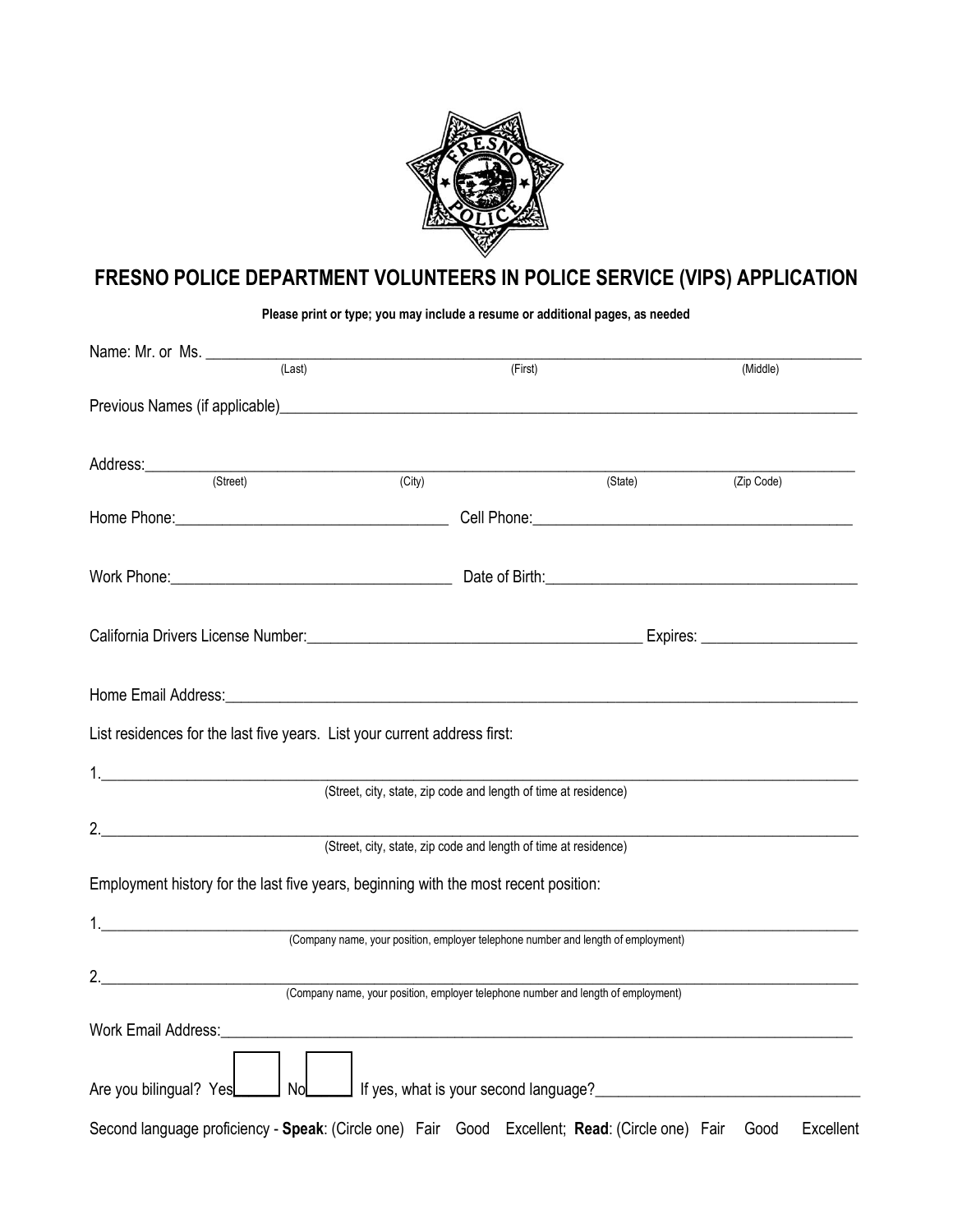# FRESNO POLICE DEPARTMENT VOLUNTEERS IN POLICE SERVICE (VIPS) APPLICATION

**Please print or type; you may include a resume or additional pages, as needed**

Name: Mr. or Ms. ______________________________________________________________
(Last) (First) (Middle)

Previous Names (if applicable)______________________________________________________

Address:______________________________________________________________________
(Street) (City) (State) (Zip Code)

Home Phone:_______________________________ Cell Phone:_________________________________

Work Phone:_______________________________ Date of Birth:_______________________________

California Drivers License Number:________________________________ Expires: ________________

Home Email Address:_____________________________________________________________

List residences for the last five years. List your current address first:

1.______________________________________________________________________________
(Street, city, state, zip code and length of time at residence)

2.______________________________________________________________________________
(Street, city, state, zip code and length of time at residence)

Employment history for the last five years, beginning with the most recent position:

1.______________________________________________________________________________
(Company name, your position, employer telephone number and length of employment)

2.______________________________________________________________________________
(Company name, your position, employer telephone number and length of employment)

Work Email Address:______________________________________________________________

Are you bilingual? Yes ☐ No ☐ If yes, what is your second language?_________________________

Second language proficiency - **Speak**: (Circle one) Fair Good Excellent; **Read**: (Circle one) Fair Good Excellent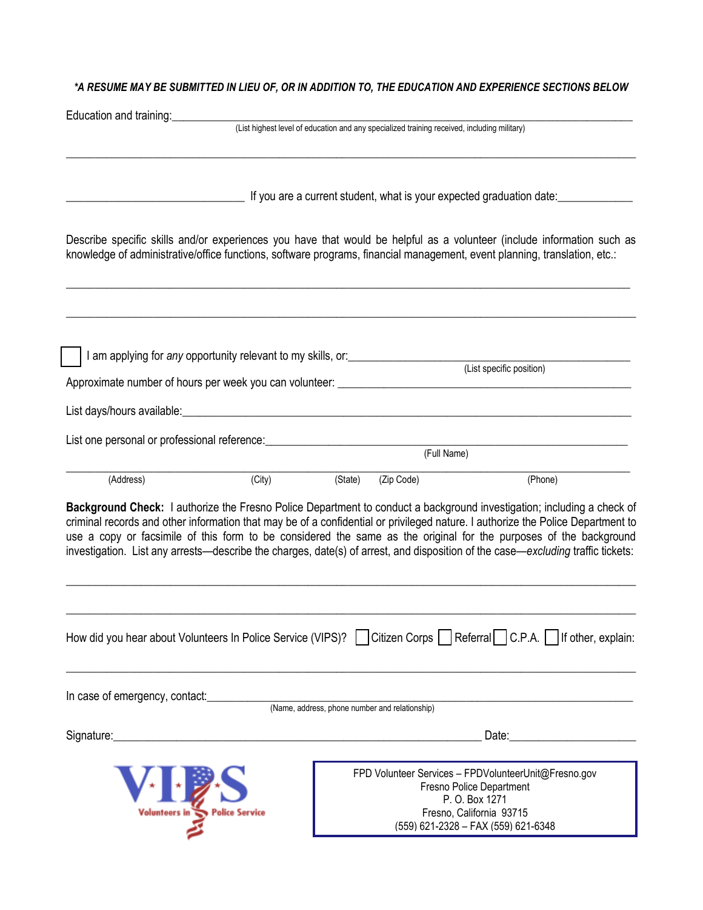***A RESUME MAY BE SUBMITTED IN LIEU OF, OR IN ADDITION TO, THE EDUCATION AND EXPERIENCE SECTIONS BELOW***

Education and training:______________________________________________________________________________
(List highest level of education and any specialized training received, including military)

_____________________________________________________________________________________________

______________________________ If you are a current student, what is your expected graduation date:_____________

Describe specific skills and/or experiences you have that would be helpful as a volunteer (include information such as knowledge of administrative/office functions, software programs, financial management, event planning, translation, etc.:

_____________________________________________________________________________________________

_____________________________________________________________________________________________

☐ I am applying for *any* opportunity relevant to my skills, or:___________________________________________
(List specific position)

Approximate number of hours per week you can volunteer: ___________________________________________

List days/hours available:_______________________________________________________________________

List one personal or professional reference:_______________________________________________________
(Full Name)

_____________________________________________________________________________________________
(Address) (City) (State) (Zip Code) (Phone)

**Background Check:** I authorize the Fresno Police Department to conduct a background investigation; including a check of criminal records and other information that may be of a confidential or privileged nature. I authorize the Police Department to use a copy or facsimile of this form to be considered the same as the original for the purposes of the background investigation. List any arrests—describe the charges, date(s) of arrest, and disposition of the case—*excluding* traffic tickets:

_____________________________________________________________________________________________

_____________________________________________________________________________________________

How did you hear about Volunteers In Police Service (VIPS)? ☐ Citizen Corps ☐ Referral ☐ C.P.A. ☐ If other, explain:

_____________________________________________________________________________________________

In case of emergency, contact:___________________________________________________________________
(Name, address, phone number and relationship)

Signature:_______________________________________________________ Date:____________________

VIPS – Volunteers in Police Service

FPD Volunteer Services – FPDVolunteerUnit@Fresno.gov
Fresno Police Department
P. O. Box 1271
Fresno, California 93715
(559) 621-2328 – FAX (559) 621-6348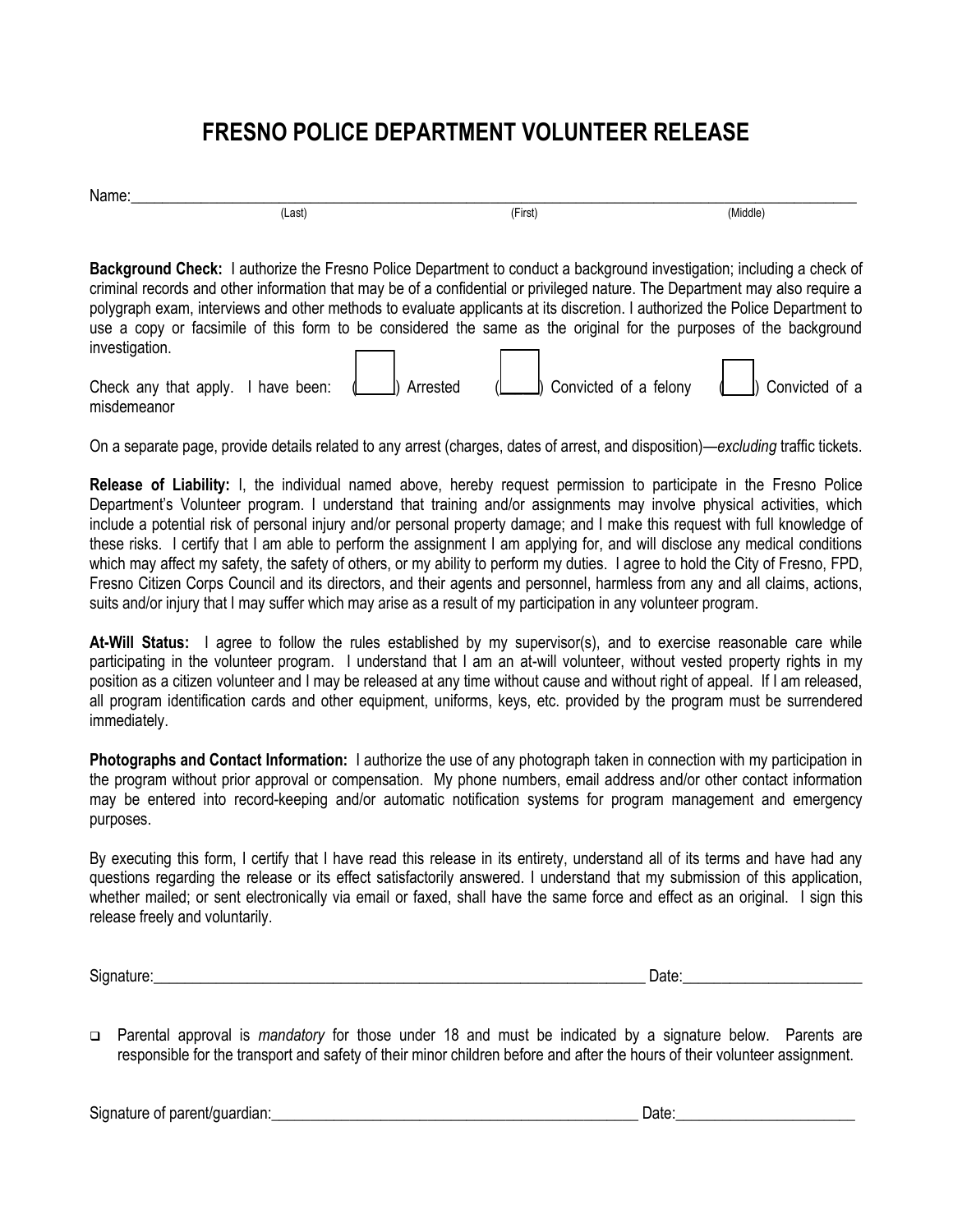# FRESNO POLICE DEPARTMENT VOLUNTEER RELEASE

Name:\_\_\_\_\_\_\_\_\_\_\_\_\_\_\_\_\_\_\_\_\_\_\_\_\_\_\_\_\_\_\_\_\_\_\_\_\_\_\_\_\_\_\_\_\_\_\_\_\_\_\_\_\_\_\_\_\_\_\_\_\_\_\_\_\_\_\_\_\_\_\_\_\_\_\_\_\_\_

(Last) (First) (Middle)

**Background Check:** I authorize the Fresno Police Department to conduct a background investigation; including a check of criminal records and other information that may be of a confidential or privileged nature. The Department may also require a polygraph exam, interviews and other methods to evaluate applicants at its discretion. I authorized the Police Department to use a copy or facsimile of this form to be considered the same as the original for the purposes of the background investigation.

Check any that apply. I have been: (\_\_\_\_) Arrested (\_\_\_\_) Convicted of a felony (\_\_\_\_) Convicted of a misdemeanor

On a separate page, provide details related to any arrest (charges, dates of arrest, and disposition)—*excluding* traffic tickets.

**Release of Liability:** I, the individual named above, hereby request permission to participate in the Fresno Police Department's Volunteer program. I understand that training and/or assignments may involve physical activities, which include a potential risk of personal injury and/or personal property damage; and I make this request with full knowledge of these risks. I certify that I am able to perform the assignment I am applying for, and will disclose any medical conditions which may affect my safety, the safety of others, or my ability to perform my duties. I agree to hold the City of Fresno, FPD, Fresno Citizen Corps Council and its directors, and their agents and personnel, harmless from any and all claims, actions, suits and/or injury that I may suffer which may arise as a result of my participation in any volunteer program.

**At-Will Status:** I agree to follow the rules established by my supervisor(s), and to exercise reasonable care while participating in the volunteer program. I understand that I am an at-will volunteer, without vested property rights in my position as a citizen volunteer and I may be released at any time without cause and without right of appeal. If I am released, all program identification cards and other equipment, uniforms, keys, etc. provided by the program must be surrendered immediately.

**Photographs and Contact Information:** I authorize the use of any photograph taken in connection with my participation in the program without prior approval or compensation. My phone numbers, email address and/or other contact information may be entered into record-keeping and/or automatic notification systems for program management and emergency purposes.

By executing this form, I certify that I have read this release in its entirety, understand all of its terms and have had any questions regarding the release or its effect satisfactorily answered. I understand that my submission of this application, whether mailed; or sent electronically via email or faxed, shall have the same force and effect as an original. I sign this release freely and voluntarily.

Signature:\_\_\_\_\_\_\_\_\_\_\_\_\_\_\_\_\_\_\_\_\_\_\_\_\_\_\_\_\_\_\_\_\_\_\_\_\_\_\_\_\_\_\_\_\_\_\_\_\_\_\_\_\_\_\_\_\_\_ Date:\_\_\_\_\_\_\_\_\_\_\_\_\_\_\_\_\_\_\_\_\_\_

- ☐ Parental approval is *mandatory* for those under 18 and must be indicated by a signature below. Parents are responsible for the transport and safety of their minor children before and after the hours of their volunteer assignment.

Signature of parent/guardian:\_\_\_\_\_\_\_\_\_\_\_\_\_\_\_\_\_\_\_\_\_\_\_\_\_\_\_\_\_\_\_\_\_\_\_\_\_\_\_\_\_\_\_\_\_\_\_ Date:\_\_\_\_\_\_\_\_\_\_\_\_\_\_\_\_\_\_\_\_\_\_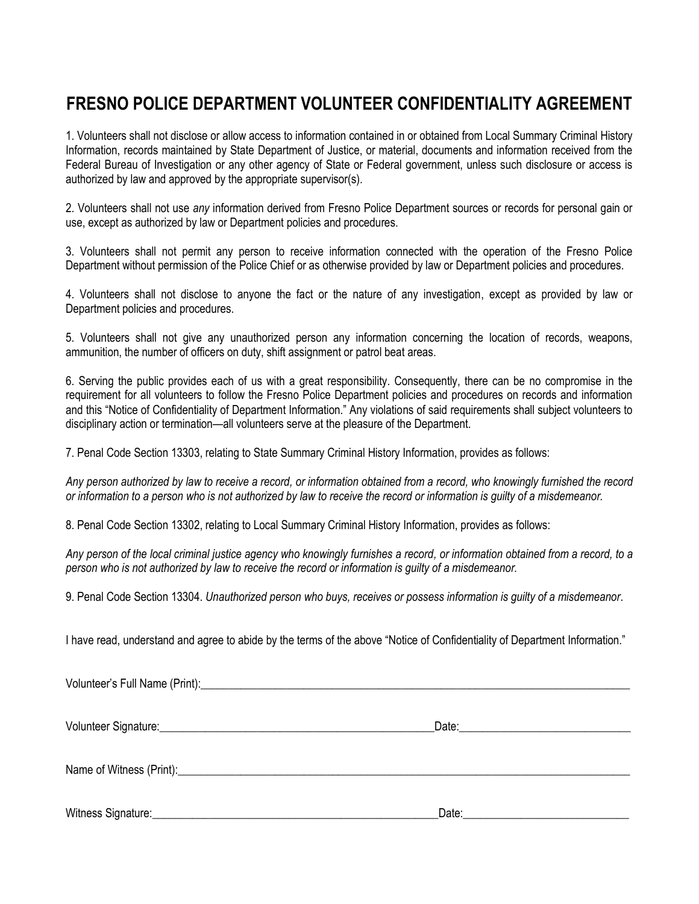# FRESNO POLICE DEPARTMENT VOLUNTEER CONFIDENTIALITY AGREEMENT

1. Volunteers shall not disclose or allow access to information contained in or obtained from Local Summary Criminal History Information, records maintained by State Department of Justice, or material, documents and information received from the Federal Bureau of Investigation or any other agency of State or Federal government, unless such disclosure or access is authorized by law and approved by the appropriate supervisor(s).

2. Volunteers shall not use *any* information derived from Fresno Police Department sources or records for personal gain or use, except as authorized by law or Department policies and procedures.

3. Volunteers shall not permit any person to receive information connected with the operation of the Fresno Police Department without permission of the Police Chief or as otherwise provided by law or Department policies and procedures.

4. Volunteers shall not disclose to anyone the fact or the nature of any investigation, except as provided by law or Department policies and procedures.

5. Volunteers shall not give any unauthorized person any information concerning the location of records, weapons, ammunition, the number of officers on duty, shift assignment or patrol beat areas.

6. Serving the public provides each of us with a great responsibility. Consequently, there can be no compromise in the requirement for all volunteers to follow the Fresno Police Department policies and procedures on records and information and this "Notice of Confidentiality of Department Information." Any violations of said requirements shall subject volunteers to disciplinary action or termination—all volunteers serve at the pleasure of the Department.

7. Penal Code Section 13303, relating to State Summary Criminal History Information, provides as follows:

*Any person authorized by law to receive a record, or information obtained from a record, who knowingly furnished the record or information to a person who is not authorized by law to receive the record or information is guilty of a misdemeanor.*

8. Penal Code Section 13302, relating to Local Summary Criminal History Information, provides as follows:

*Any person of the local criminal justice agency who knowingly furnishes a record, or information obtained from a record, to a person who is not authorized by law to receive the record or information is guilty of a misdemeanor.*

9. Penal Code Section 13304. *Unauthorized person who buys, receives or possess information is guilty of a misdemeanor*.

I have read, understand and agree to abide by the terms of the above "Notice of Confidentiality of Department Information."

Volunteer's Full Name (Print):______________________________________________________________

Volunteer Signature:______________________________________ Date:_______________________

Name of Witness (Print):______________________________________________________________

Witness Signature:________________________________________ Date:_______________________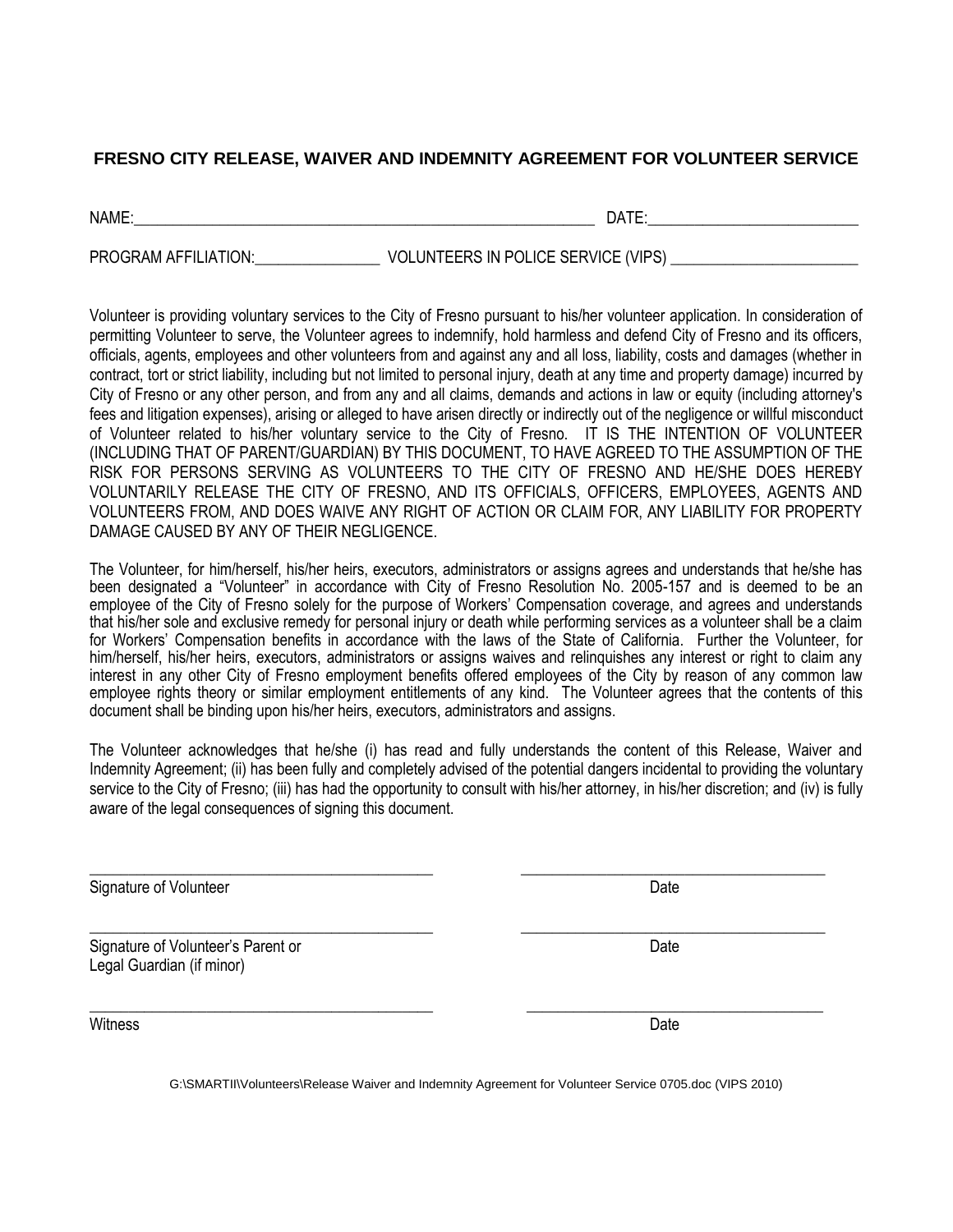# FRESNO CITY RELEASE, WAIVER AND INDEMNITY AGREEMENT FOR VOLUNTEER SERVICE

NAME:_____________________________________________________________ DATE:___________________________

PROGRAM AFFILIATION:________________ VOLUNTEERS IN POLICE SERVICE (VIPS) ________________________

Volunteer is providing voluntary services to the City of Fresno pursuant to his/her volunteer application. In consideration of permitting Volunteer to serve, the Volunteer agrees to indemnify, hold harmless and defend City of Fresno and its officers, officials, agents, employees and other volunteers from and against any and all loss, liability, costs and damages (whether in contract, tort or strict liability, including but not limited to personal injury, death at any time and property damage) incurred by City of Fresno or any other person, and from any and all claims, demands and actions in law or equity (including attorney's fees and litigation expenses), arising or alleged to have arisen directly or indirectly out of the negligence or willful misconduct of Volunteer related to his/her voluntary service to the City of Fresno. IT IS THE INTENTION OF VOLUNTEER (INCLUDING THAT OF PARENT/GUARDIAN) BY THIS DOCUMENT, TO HAVE AGREED TO THE ASSUMPTION OF THE RISK FOR PERSONS SERVING AS VOLUNTEERS TO THE CITY OF FRESNO AND HE/SHE DOES HEREBY VOLUNTARILY RELEASE THE CITY OF FRESNO, AND ITS OFFICIALS, OFFICERS, EMPLOYEES, AGENTS AND VOLUNTEERS FROM, AND DOES WAIVE ANY RIGHT OF ACTION OR CLAIM FOR, ANY LIABILITY FOR PROPERTY DAMAGE CAUSED BY ANY OF THEIR NEGLIGENCE.

The Volunteer, for him/herself, his/her heirs, executors, administrators or assigns agrees and understands that he/she has been designated a "Volunteer" in accordance with City of Fresno Resolution No. 2005-157 and is deemed to be an employee of the City of Fresno solely for the purpose of Workers' Compensation coverage, and agrees and understands that his/her sole and exclusive remedy for personal injury or death while performing services as a volunteer shall be a claim for Workers' Compensation benefits in accordance with the laws of the State of California. Further the Volunteer, for him/herself, his/her heirs, executors, administrators or assigns waives and relinquishes any interest or right to claim any interest in any other City of Fresno employment benefits offered employees of the City by reason of any common law employee rights theory or similar employment entitlements of any kind. The Volunteer agrees that the contents of this document shall be binding upon his/her heirs, executors, administrators and assigns.

The Volunteer acknowledges that he/she (i) has read and fully understands the content of this Release, Waiver and Indemnity Agreement; (ii) has been fully and completely advised of the potential dangers incidental to providing the voluntary service to the City of Fresno; (iii) has had the opportunity to consult with his/her attorney, in his/her discretion; and (iv) is fully aware of the legal consequences of signing this document.

_____________________________________________ _________________________________________
Signature of Volunteer Date

_____________________________________________ _________________________________________
Signature of Volunteer's Parent or Legal Guardian (if minor) Date

_____________________________________________ _________________________________________
Witness Date

G:\SMARTII\Volunteers\Release Waiver and Indemnity Agreement for Volunteer Service 0705.doc (VIPS 2010)